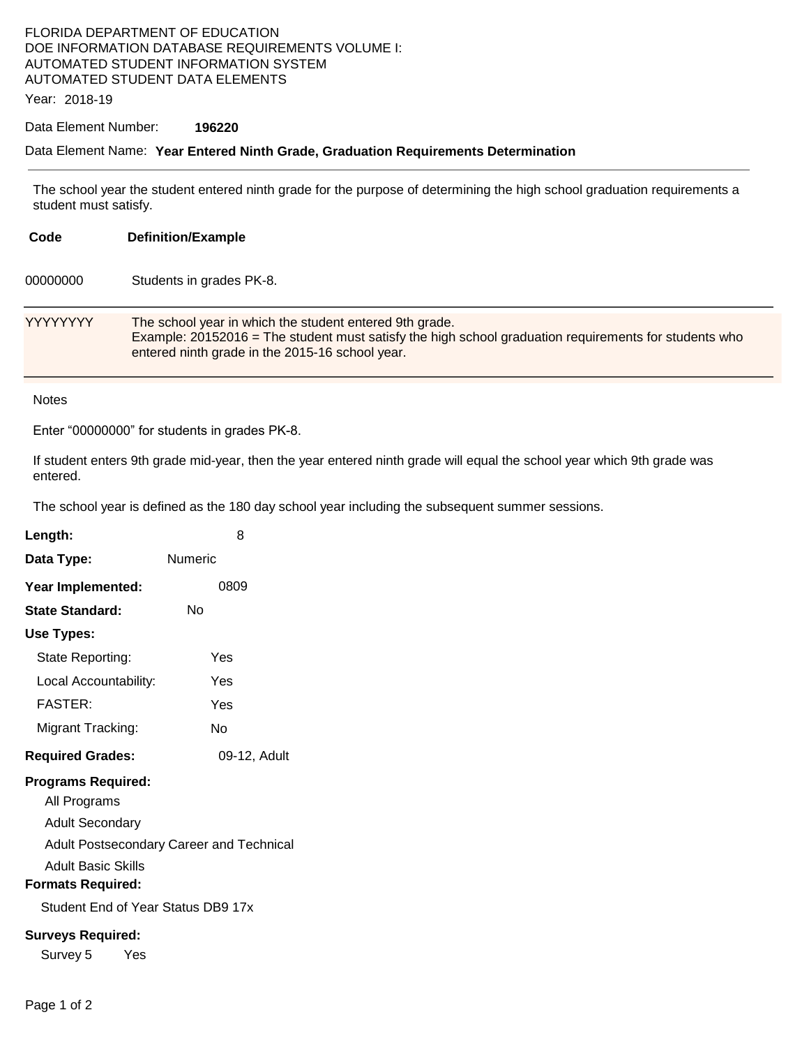FLORIDA DEPARTMENT OF EDUCATION
DOE INFORMATION DATABASE REQUIREMENTS VOLUME I:
AUTOMATED STUDENT INFORMATION SYSTEM
AUTOMATED STUDENT DATA ELEMENTS

Year: 2018-19

Data Element Number: **196220**

Data Element Name: **Year Entered Ninth Grade, Graduation Requirements Determination**

---

The school year the student entered ninth grade for the purpose of determining the high school graduation requirements a student must satisfy.

| Code | Definition/Example |
|---|---|
| 00000000 | Students in grades PK-8. |
| YYYYYYYY | The school year in which the student entered 9th grade.<br>Example: 20152016 = The student must satisfy the high school graduation requirements for students who entered ninth grade in the 2015-16 school year. |

Notes

Enter “00000000” for students in grades PK-8.

If student enters 9th grade mid-year, then the year entered ninth grade will equal the school year which 9th grade was entered.

The school year is defined as the 180 day school year including the subsequent summer sessions.

**Length:** 8

**Data Type:** Numeric

**Year Implemented:** 0809

**State Standard:** No

**Use Types:**

- State Reporting: Yes
- Local Accountability: Yes
- FASTER: Yes
- Migrant Tracking: No

**Required Grades:** 09-12, Adult

**Programs Required:**

- All Programs
- Adult Secondary
- Adult Postsecondary Career and Technical
- Adult Basic Skills

**Formats Required:**

- Student End of Year Status DB9 17x

**Surveys Required:**

- Survey 5 Yes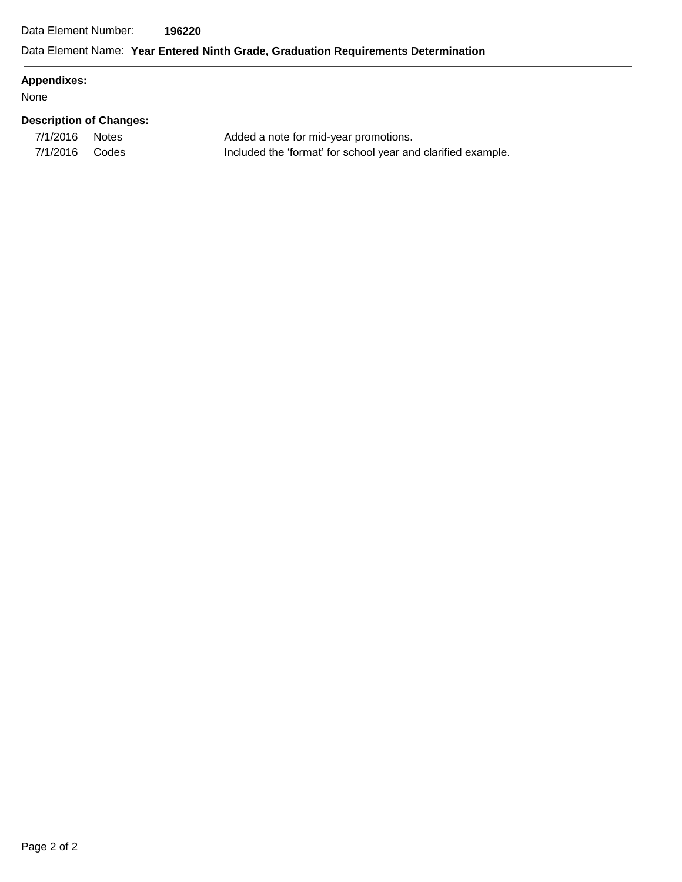Data Element Number: **196220**

Data Element Name: **Year Entered Ninth Grade, Graduation Requirements Determination**

---

**Appendixes:**

None

**Description of Changes:**

| | | |
|---|---|---|
| 7/1/2016 | Notes | Added a note for mid-year promotions. |
| 7/1/2016 | Codes | Included the 'format' for school year and clarified example. |